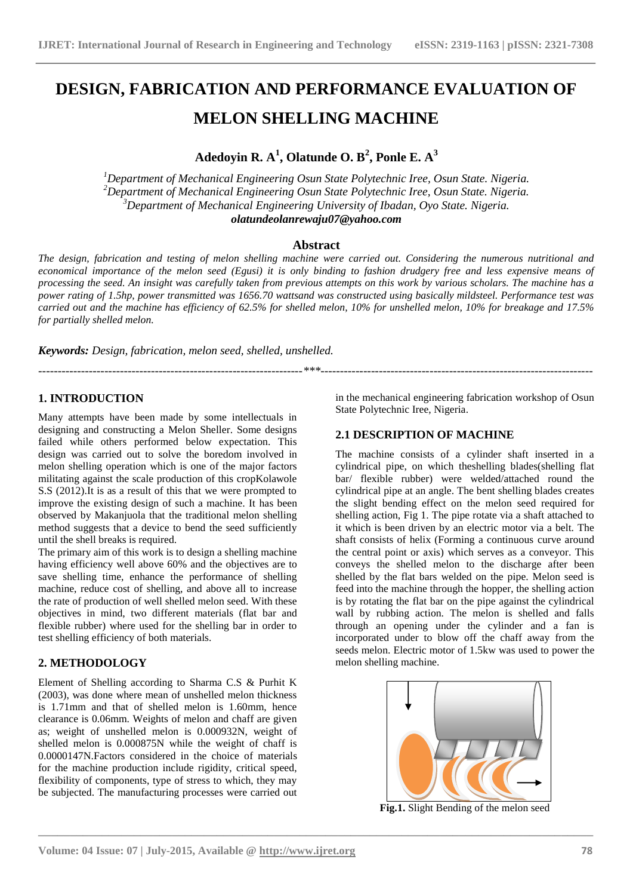# DESIGN, FABRICATION AND PERFORMANCE EVALUATION OF MELON SHELLING MACHINE

**Adedoyin R. A[1], Olatunde O. B[2], Ponle E. A[3]**

[1]*Department of Mechanical Engineering Osun State Polytechnic Iree, Osun State. Nigeria.*
[2]*Department of Mechanical Engineering Osun State Polytechnic Iree, Osun State. Nigeria.*
[3]*Department of Mechanical Engineering University of Ibadan, Oyo State. Nigeria.*
***olatundeolanrewaju07@yahoo.com***

## Abstract

*The design, fabrication and testing of melon shelling machine were carried out. Considering the numerous nutritional and economical importance of the melon seed (Egusi) it is only binding to fashion drudgery free and less expensive means of processing the seed. An insight was carefully taken from previous attempts on this work by various scholars. The machine has a power rating of 1.5hp, power transmitted was 1656.70 wattsand was constructed using basically mildsteel. Performance test was carried out and the machine has efficiency of 62.5% for shelled melon, 10% for unshelled melon, 10% for breakage and 17.5% for partially shelled melon.*

***Keywords:*** *Design, fabrication, melon seed, shelled, unshelled.*

--------------------------------------------------------------------***--------------------------------------------------------------------

## 1. INTRODUCTION

Many attempts have been made by some intellectuals in designing and constructing a Melon Sheller. Some designs failed while others performed below expectation. This design was carried out to solve the boredom involved in melon shelling operation which is one of the major factors militating against the scale production of this cropKolawole S.S (2012).It is as a result of this that we were prompted to improve the existing design of such a machine. It has been observed by Makanjuola that the traditional melon shelling method suggests that a device to bend the seed sufficiently until the shell breaks is required.

The primary aim of this work is to design a shelling machine having efficiency well above 60% and the objectives are to save shelling time, enhance the performance of shelling machine, reduce cost of shelling, and above all to increase the rate of production of well shelled melon seed. With these objectives in mind, two different materials (flat bar and flexible rubber) where used for the shelling bar in order to test shelling efficiency of both materials.

## 2. METHODOLOGY

Element of Shelling according to Sharma C.S & Purhit K (2003), was done where mean of unshelled melon thickness is 1.71mm and that of shelled melon is 1.60mm, hence clearance is 0.06mm. Weights of melon and chaff are given as; weight of unshelled melon is 0.000932N, weight of shelled melon is 0.000875N while the weight of chaff is 0.0000147N.Factors considered in the choice of materials for the machine production include rigidity, critical speed, flexibility of components, type of stress to which, they may be subjected. The manufacturing processes were carried out in the mechanical engineering fabrication workshop of Osun State Polytechnic Iree, Nigeria.

## 2.1 DESCRIPTION OF MACHINE

The machine consists of a cylinder shaft inserted in a cylindrical pipe, on which theshelling blades(shelling flat bar/ flexible rubber) were welded/attached round the cylindrical pipe at an angle. The bent shelling blades creates the slight bending effect on the melon seed required for shelling action, Fig 1. The pipe rotate via a shaft attached to it which is been driven by an electric motor via a belt. The shaft consists of helix (Forming a continuous curve around the central point or axis) which serves as a conveyor. This conveys the shelled melon to the discharge after been shelled by the flat bars welded on the pipe. Melon seed is feed into the machine through the hopper, the shelling action is by rotating the flat bar on the pipe against the cylindrical wall by rubbing action. The melon is shelled and falls through an opening under the cylinder and a fan is incorporated under to blow off the chaff away from the seeds melon. Electric motor of 1.5kw was used to power the melon shelling machine.

**Fig.1.** Slight Bending of the melon seed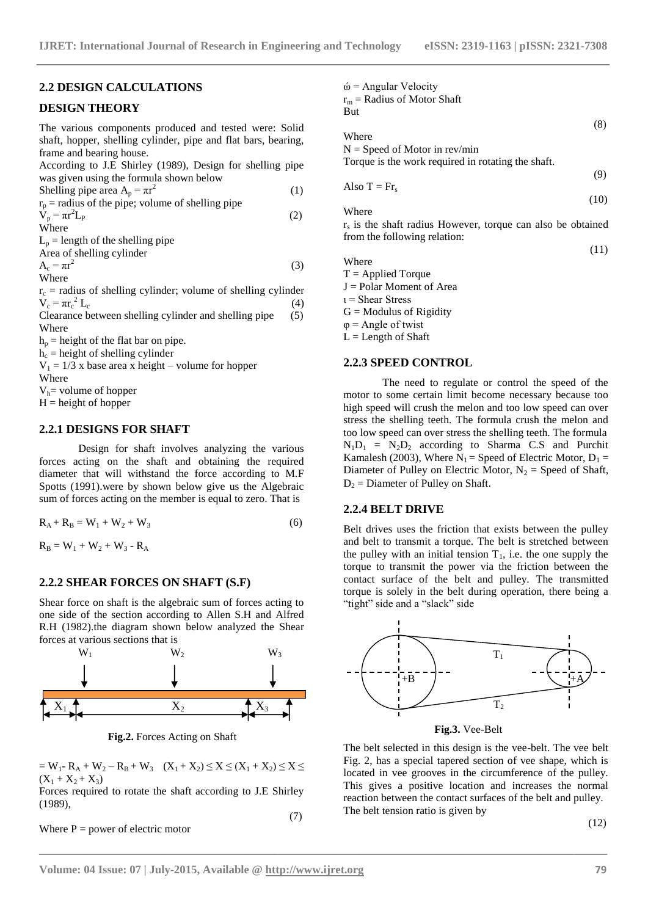## 2.2 DESIGN CALCULATIONS

### DESIGN THEORY

The various components produced and tested were: Solid shaft, hopper, shelling cylinder, pipe and flat bars, bearing, frame and bearing house.

According to J.E Shirley (1989), Design for shelling pipe was given using the formula shown below

Shelling pipe area $A_p = \pi r^2$ (1)

$r_p$ = radius of the pipe; volume of shelling pipe

$V_p = \pi r^2 L_P$ (2)

Where

$L_p$ = length of the shelling pipe

Area of shelling cylinder

$A_c = \pi r^2$ (3)

Where

$r_c$ = radius of shelling cylinder; volume of shelling cylinder

$V_c = \pi r_c^2 L_c$ (4)

Clearance between shelling cylinder and shelling pipe (5)

Where

$h_p$ = height of the flat bar on pipe.

$h_c$ = height of shelling cylinder

$V_1$ = 1/3 x base area x height – volume for hopper

Where

$V_h$= volume of hopper

H = height of hopper

### 2.2.1 DESIGNS FOR SHAFT

Design for shaft involves analyzing the various forces acting on the shaft and obtaining the required diameter that will withstand the force according to M.F Spotts (1991).were by shown below give us the Algebraic sum of forces acting on the member is equal to zero. That is

$$R_A + R_B = W_1 + W_2 + W_3 \quad (6)$$

$$R_B = W_1 + W_2 + W_3 - R_A$$

### 2.2.2 SHEAR FORCES ON SHAFT (S.F)

Shear force on shaft is the algebraic sum of forces acting to one side of the section according to Allen S.H and Alfred R.H (1982).the diagram shown below analyzed the Shear forces at various sections that is

$W_1$ $W_2$ $W_3$

$X_1$ $X_2$ $X_3$

**Fig.2.** Forces Acting on Shaft

$= W_1 - R_A + W_2 - R_B + W_3 \quad (X_1 + X_2) \leq X \leq (X_1 + X_2) \leq X \leq (X_1 + X_2 + X_3)$

Forces required to rotate the shaft according to J.E Shirley (1989),

(7)

Where P = power of electric motor

ώ = Angular Velocity

$r_m$ = Radius of Motor Shaft

But

(8)

Where

N = Speed of Motor in rev/min

Torque is the work required in rotating the shaft.

(9)

Also $T = Fr_s$

(10)

Where

$r_s$ is the shaft radius However, torque can also be obtained from the following relation:

(11)

Where

T = Applied Torque

J = Polar Moment of Area

ι = Shear Stress

G = Modulus of Rigidity

φ = Angle of twist

L = Length of Shaft

### 2.2.3 SPEED CONTROL

The need to regulate or control the speed of the motor to some certain limit become necessary because too high speed will crush the melon and too low speed can over stress the shelling teeth. The formula crush the melon and too low speed can over stress the shelling teeth. The formula $N_1D_1 = N_2D_2$ according to Sharma C.S and Purchit Kamalesh (2003), Where $N_1$ = Speed of Electric Motor, $D_1$ = Diameter of Pulley on Electric Motor, $N_2$ = Speed of Shaft, $D_2$ = Diameter of Pulley on Shaft.

### 2.2.4 BELT DRIVE

Belt drives uses the friction that exists between the pulley and belt to transmit a torque. The belt is stretched between the pulley with an initial tension $T_1$, i.e. the one supply the torque to transmit the power via the friction between the contact surface of the belt and pulley. The transmitted torque is solely in the belt during operation, there being a "tight" side and a "slack" side

$T_1$

+B +A

$T_2$

**Fig.3.** Vee-Belt

The belt selected in this design is the vee-belt. The vee belt Fig. 2, has a special tapered section of vee shape, which is located in vee grooves in the circumference of the pulley. This gives a positive location and increases the normal reaction between the contact surfaces of the belt and pulley.

The belt tension ratio is given by

(12)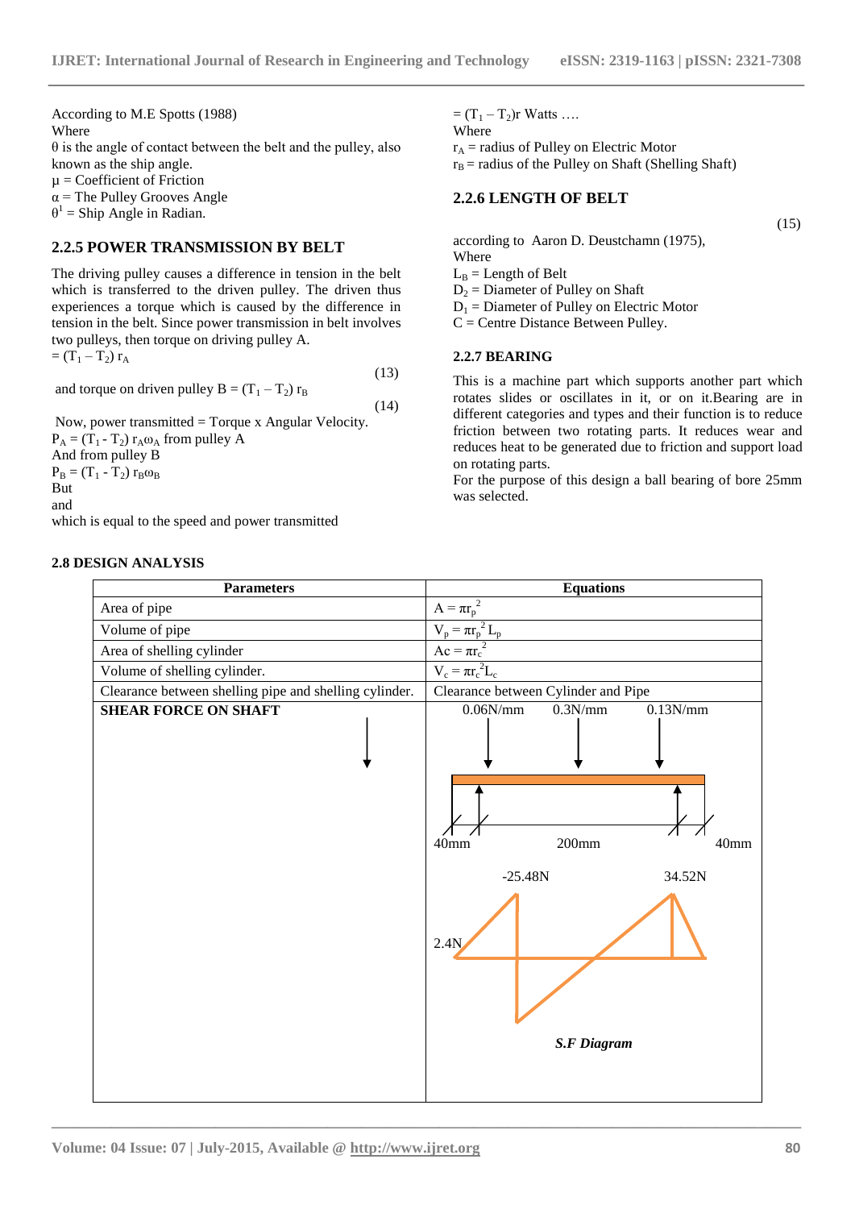According to M.E Spotts (1988)

Where

$\theta$ is the angle of contact between the belt and the pulley, also known as the ship angle.

$\mu$ = Coefficient of Friction

$\alpha$ = The Pulley Grooves Angle

$\theta^1$ = Ship Angle in Radian.

### 2.2.5 POWER TRANSMISSION BY BELT

The driving pulley causes a difference in tension in the belt which is transferred to the driven pulley. The driven thus experiences a torque which is caused by the difference in tension in the belt. Since power transmission in belt involves two pulleys, then torque on driving pulley A.

$= (T_1 - T_2)\, r_A$ (13)

and torque on driven pulley B $= (T_1 - T_2)\, r_B$ (14)

Now, power transmitted = Torque x Angular Velocity.

$P_A = (T_1 - T_2)\, r_A\omega_A$ from pulley A

And from pulley B

$P_B = (T_1 - T_2)\, r_B\omega_B$

But

and

which is equal to the speed and power transmitted

$= (T_1 - T_2)r$ Watts ….

Where

$r_A$ = radius of Pulley on Electric Motor

$r_B$ = radius of the Pulley on Shaft (Shelling Shaft)

### 2.2.6 LENGTH OF BELT

(15)

according to Aaron D. Deustchamn (1975),

Where

$L_B$ = Length of Belt

$D_2$ = Diameter of Pulley on Shaft

$D_1$ = Diameter of Pulley on Electric Motor

C = Centre Distance Between Pulley.

#### 2.2.7 BEARING

This is a machine part which supports another part which rotates slides or oscillates in it, or on it.Bearing are in different categories and types and their function is to reduce friction between two rotating parts. It reduces wear and reduces heat to be generated due to friction and support load on rotating parts.

For the purpose of this design a ball bearing of bore 25mm was selected.

### 2.8 DESIGN ANALYSIS

| Parameters | Equations |
|---|---|
| Area of pipe | $A = \pi r_p^2$ |
| Volume of pipe | $V_p = \pi r_p^2 L_p$ |
| Area of shelling cylinder | $Ac = \pi r_c^2$ |
| Volume of shelling cylinder. | $V_c = \pi r_c^2 L_c$ |
| Clearance between shelling pipe and shelling cylinder. | Clearance between Cylinder and Pipe |
| **SHEAR FORCE ON SHAFT** | 0.06N/mm 0.3N/mm 0.13N/mm<br>40mm 200mm 40mm<br>-25.48N 34.52N<br>2.4N<br>***S.F Diagram*** |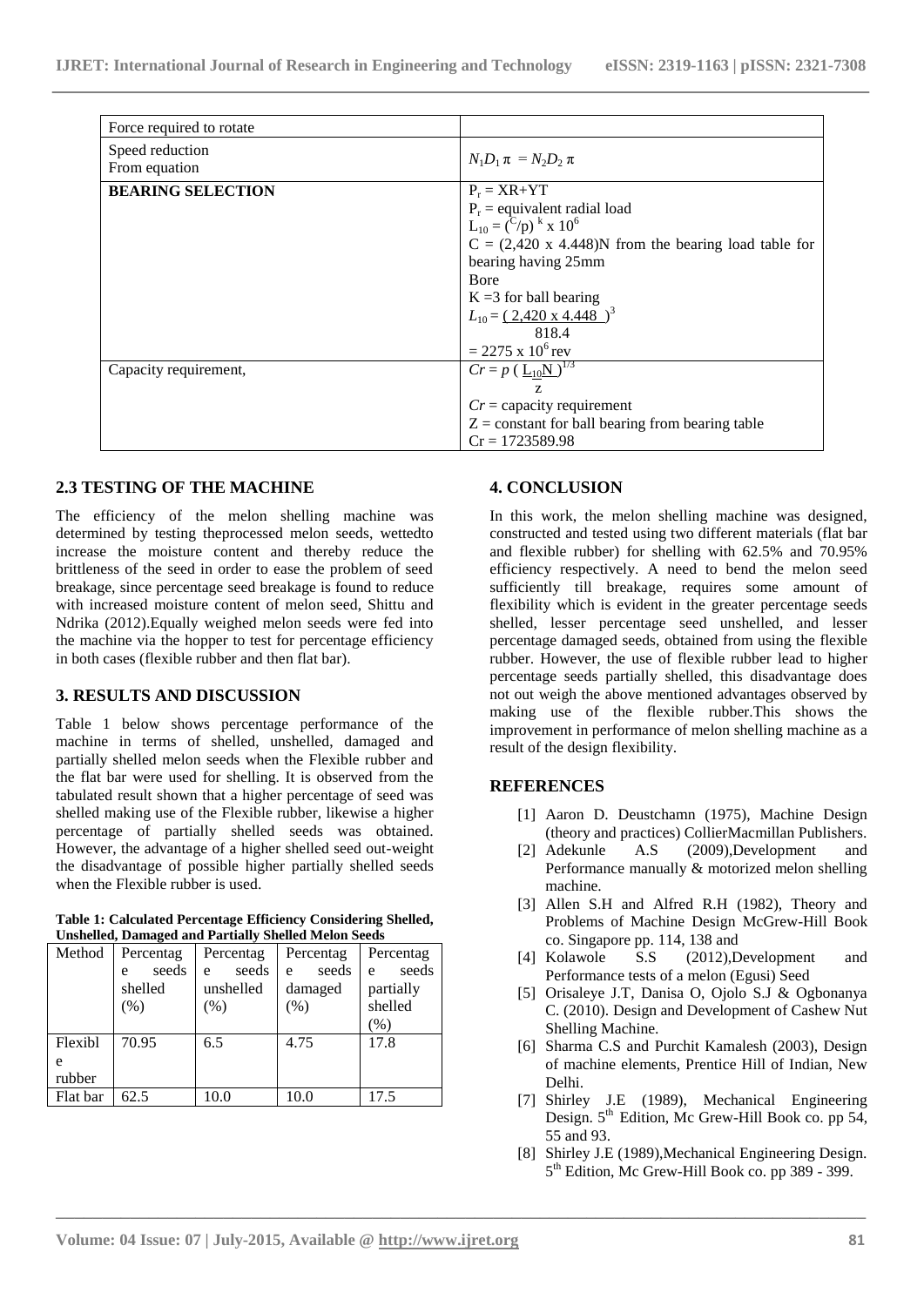| | |
|---|---|
| Force required to rotate | |
| Speed reduction<br>From equation | $N_1D_1\pi = N_2D_2\pi$ |
| **BEARING SELECTION** | $P_r = XR+YT$<br>$P_r$ = equivalent radial load<br>$L_{10} = (^C/p)^k \times 10^6$<br>C = (2,420 x 4.448)N from the bearing load table for bearing having 25mm<br>Bore<br>K =3 for ball bearing<br>$L_{10} = \left(\frac{2{,}420 \times 4.448}{818.4}\right)^3$<br>$= 2275 \times 10^6$ rev |
| Capacity requirement, | $Cr = p\left(\frac{L_{10}N}{z}\right)^{1/3}$<br>$Cr$ = capacity requirement<br>Z = constant for ball bearing from bearing table<br>Cr = 1723589.98 |

### 2.3 TESTING OF THE MACHINE

The efficiency of the melon shelling machine was determined by testing theprocessed melon seeds, wettedto increase the moisture content and thereby reduce the brittleness of the seed in order to ease the problem of seed breakage, since percentage seed breakage is found to reduce with increased moisture content of melon seed, Shittu and Ndrika (2012).Equally weighed melon seeds were fed into the machine via the hopper to test for percentage efficiency in both cases (flexible rubber and then flat bar).

## 3. RESULTS AND DISCUSSION

Table 1 below shows percentage performance of the machine in terms of shelled, unshelled, damaged and partially shelled melon seeds when the Flexible rubber and the flat bar were used for shelling. It is observed from the tabulated result shown that a higher percentage of seed was shelled making use of the Flexible rubber, likewise a higher percentage of partially shelled seeds was obtained. However, the advantage of a higher shelled seed out-weight the disadvantage of possible higher partially shelled seeds when the Flexible rubber is used.

**Table 1: Calculated Percentage Efficiency Considering Shelled, Unshelled, Damaged and Partially Shelled Melon Seeds**

| Method | Percentage seeds shelled (%) | Percentage seeds unshelled (%) | Percentage seeds damaged (%) | Percentage seeds partially shelled (%) |
|---|---|---|---|---|
| Flexible rubber | 70.95 | 6.5 | 4.75 | 17.8 |
| Flat bar | 62.5 | 10.0 | 10.0 | 17.5 |

## 4. CONCLUSION

In this work, the melon shelling machine was designed, constructed and tested using two different materials (flat bar and flexible rubber) for shelling with 62.5% and 70.95% efficiency respectively. A need to bend the melon seed sufficiently till breakage, requires some amount of flexibility which is evident in the greater percentage seeds shelled, lesser percentage seed unshelled, and lesser percentage damaged seeds, obtained from using the flexible rubber. However, the use of flexible rubber lead to higher percentage seeds partially shelled, this disadvantage does not out weigh the above mentioned advantages observed by making use of the flexible rubber.This shows the improvement in performance of melon shelling machine as a result of the design flexibility.

## REFERENCES

[1] Aaron D. Deustchamn (1975), Machine Design (theory and practices) CollierMacmillan Publishers.

[2] Adekunle A.S (2009),Development and Performance manually & motorized melon shelling machine.

[3] Allen S.H and Alfred R.H (1982), Theory and Problems of Machine Design McGrew-Hill Book co. Singapore pp. 114, 138 and

[4] Kolawole S.S (2012),Development and Performance tests of a melon (Egusi) Seed

[5] Orisaleye J.T, Danisa O, Ojolo S.J & Ogbonanya C. (2010). Design and Development of Cashew Nut Shelling Machine.

[6] Sharma C.S and Purchit Kamalesh (2003), Design of machine elements, Prentice Hill of Indian, New Delhi.

[7] Shirley J.E (1989), Mechanical Engineering Design. 5th Edition, Mc Grew-Hill Book co. pp 54, 55 and 93.

[8] Shirley J.E (1989),Mechanical Engineering Design. 5th Edition, Mc Grew-Hill Book co. pp 389 - 399.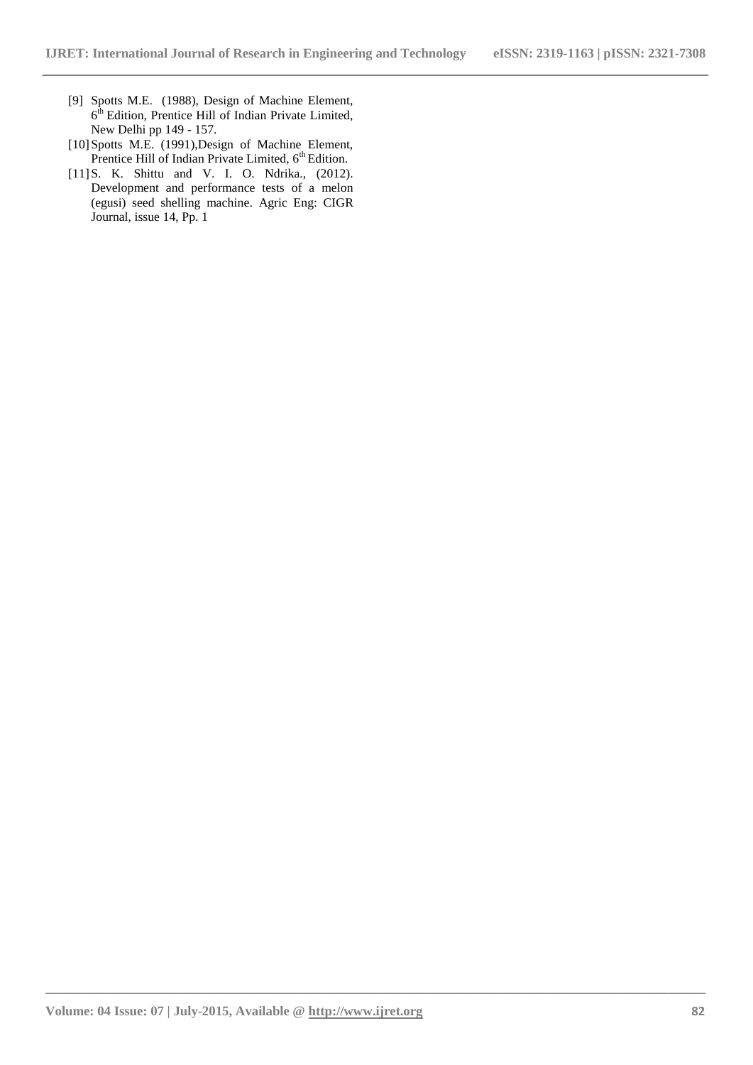[9] Spotts M.E. (1988), Design of Machine Element, 6th Edition, Prentice Hill of Indian Private Limited, New Delhi pp 149 - 157.

[10] Spotts M.E. (1991),Design of Machine Element, Prentice Hill of Indian Private Limited, 6th Edition.

[11] S. K. Shittu and V. I. O. Ndrika., (2012). Development and performance tests of a melon (egusi) seed shelling machine. Agric Eng: CIGR Journal, issue 14, Pp. 1